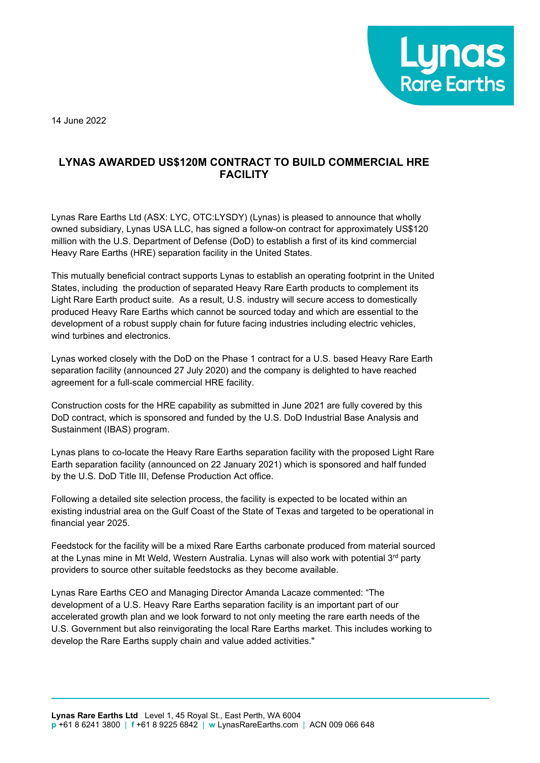14 June 2022

# LYNAS AWARDED US$120M CONTRACT TO BUILD COMMERCIAL HRE FACILITY

Lynas Rare Earths Ltd (ASX: LYC, OTC:LYSDY) (Lynas) is pleased to announce that wholly owned subsidiary, Lynas USA LLC, has signed a follow-on contract for approximately US$120 million with the U.S. Department of Defense (DoD) to establish a first of its kind commercial Heavy Rare Earths (HRE) separation facility in the United States.

This mutually beneficial contract supports Lynas to establish an operating footprint in the United States, including the production of separated Heavy Rare Earth products to complement its Light Rare Earth product suite. As a result, U.S. industry will secure access to domestically produced Heavy Rare Earths which cannot be sourced today and which are essential to the development of a robust supply chain for future facing industries including electric vehicles, wind turbines and electronics.

Lynas worked closely with the DoD on the Phase 1 contract for a U.S. based Heavy Rare Earth separation facility (announced 27 July 2020) and the company is delighted to have reached agreement for a full-scale commercial HRE facility.

Construction costs for the HRE capability as submitted in June 2021 are fully covered by this DoD contract, which is sponsored and funded by the U.S. DoD Industrial Base Analysis and Sustainment (IBAS) program.

Lynas plans to co-locate the Heavy Rare Earths separation facility with the proposed Light Rare Earth separation facility (announced on 22 January 2021) which is sponsored and half funded by the U.S. DoD Title III, Defense Production Act office.

Following a detailed site selection process, the facility is expected to be located within an existing industrial area on the Gulf Coast of the State of Texas and targeted to be operational in financial year 2025.

Feedstock for the facility will be a mixed Rare Earths carbonate produced from material sourced at the Lynas mine in Mt Weld, Western Australia. Lynas will also work with potential 3rd party providers to source other suitable feedstocks as they become available.

Lynas Rare Earths CEO and Managing Director Amanda Lacaze commented: "The development of a U.S. Heavy Rare Earths separation facility is an important part of our accelerated growth plan and we look forward to not only meeting the rare earth needs of the U.S. Government but also reinvigorating the local Rare Earths market. This includes working to develop the Rare Earths supply chain and value added activities."

**Lynas Rare Earths Ltd** Level 1, 45 Royal St., East Perth, WA 6004
**p** +61 8 6241 3800 | **f** +61 8 9225 6842 | **w** LynasRareEarths.com | ACN 009 066 648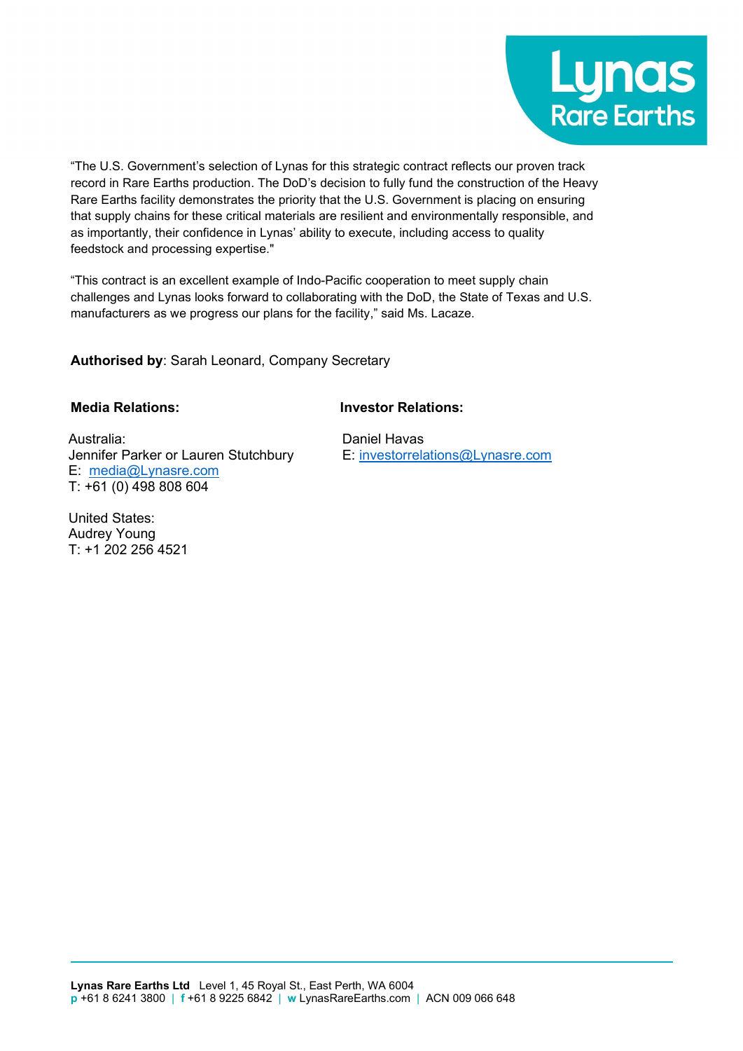"The U.S. Government's selection of Lynas for this strategic contract reflects our proven track record in Rare Earths production. The DoD's decision to fully fund the construction of the Heavy Rare Earths facility demonstrates the priority that the U.S. Government is placing on ensuring that supply chains for these critical materials are resilient and environmentally responsible, and as importantly, their confidence in Lynas' ability to execute, including access to quality feedstock and processing expertise."

"This contract is an excellent example of Indo-Pacific cooperation to meet supply chain challenges and Lynas looks forward to collaborating with the DoD, the State of Texas and U.S. manufacturers as we progress our plans for the facility," said Ms. Lacaze.

**Authorised by**: Sarah Leonard, Company Secretary

**Media Relations:**

Australia:
Jennifer Parker or Lauren Stutchbury
E: media@Lynasre.com
T: +61 (0) 498 808 604

United States:
Audrey Young
T: +1 202 256 4521

**Investor Relations:**

Daniel Havas
E: investorrelations@Lynasre.com

**Lynas Rare Earths Ltd** Level 1, 45 Royal St., East Perth, WA 6004
**p** +61 8 6241 3800 | **f** +61 8 9225 6842 | **w** LynasRareEarths.com | ACN 009 066 648